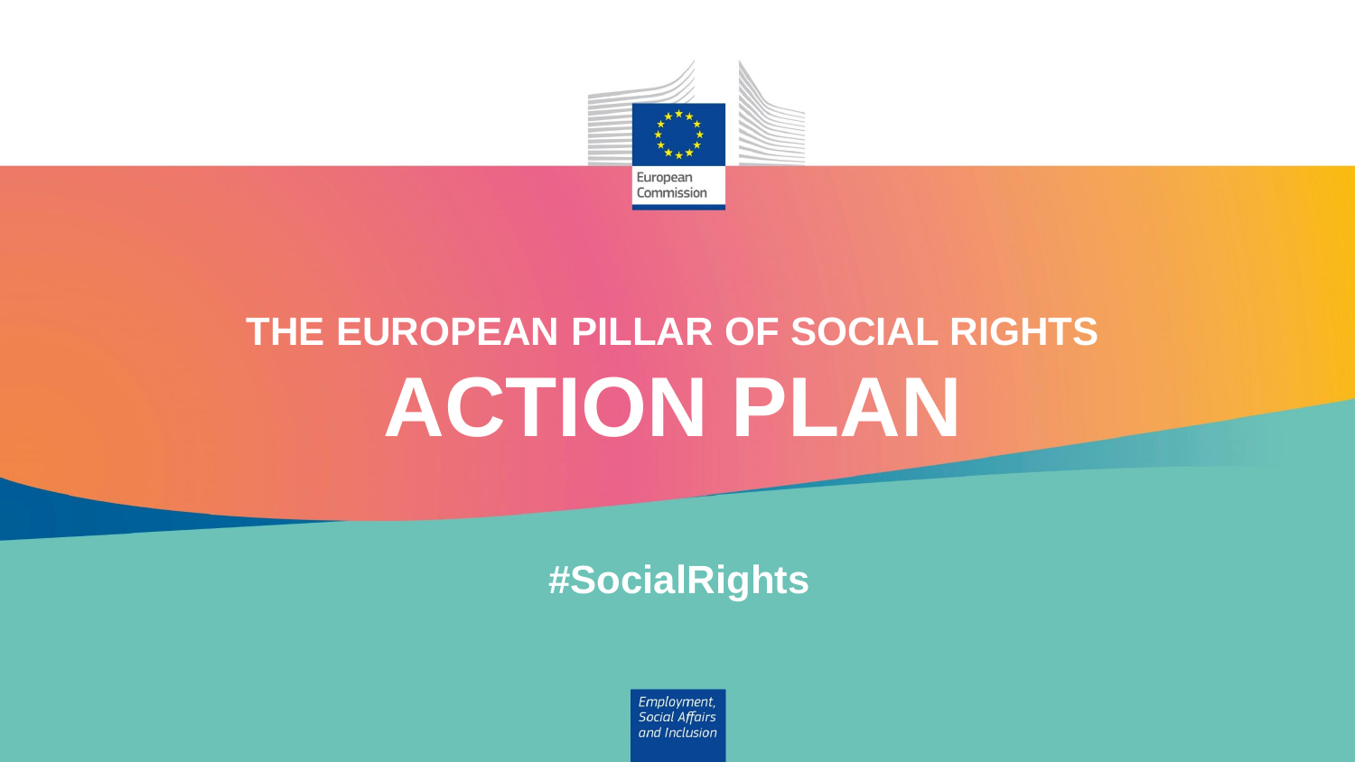European Commission

# THE EUROPEAN PILLAR OF SOCIAL RIGHTS

# ACTION PLAN

#SocialRights

*Employment, Social Affairs and Inclusion*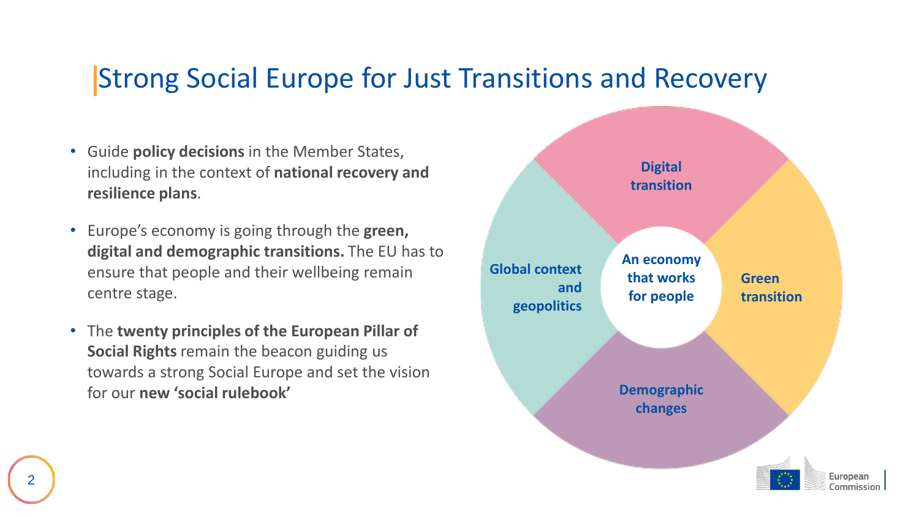# Strong Social Europe for Just Transitions and Recovery

- Guide **policy decisions** in the Member States, including in the context of **national recovery and resilience plans**.
- Europe's economy is going through the **green, digital and demographic transitions.** The EU has to ensure that people and their wellbeing remain centre stage.
- The **twenty principles of the European Pillar of Social Rights** remain the beacon guiding us towards a strong Social Europe and set the vision for our **new 'social rulebook'**

**Digital transition**

**Green transition**

**Demographic changes**

**Global context and geopolitics**

**An economy that works for people**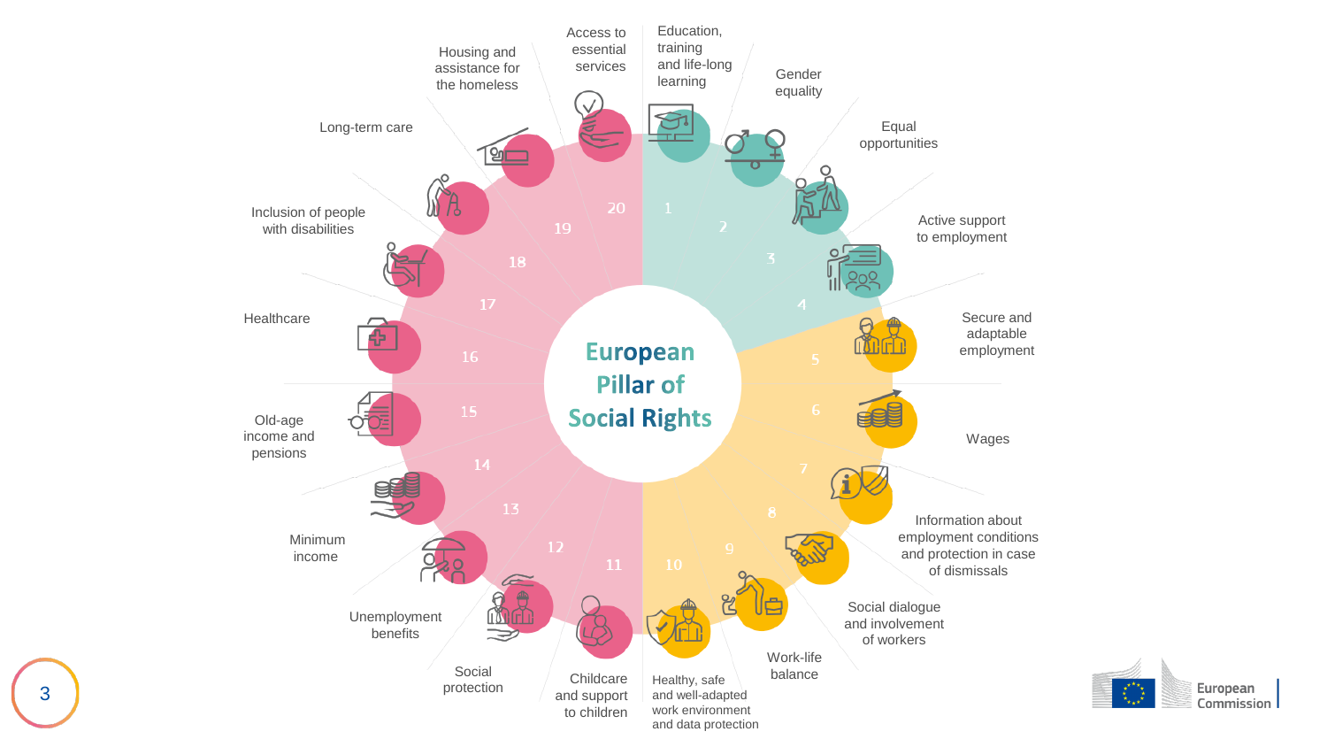# European Pillar of Social Rights

1. Education, training and life-long learning
2. Gender equality
3. Equal opportunities
4. Active support to employment
5. Secure and adaptable employment
6. Wages
7. Information about employment conditions and protection in case of dismissals
8. Social dialogue and involvement of workers
9. Work-life balance
10. Healthy, safe and well-adapted work environment and data protection
11. Childcare and support to children
12. Social protection
13. Unemployment benefits
14. Minimum income
15. Old-age income and pensions
16. Healthcare
17. Inclusion of people with disabilities
18. Long-term care
19. Housing and assistance for the homeless
20. Access to essential services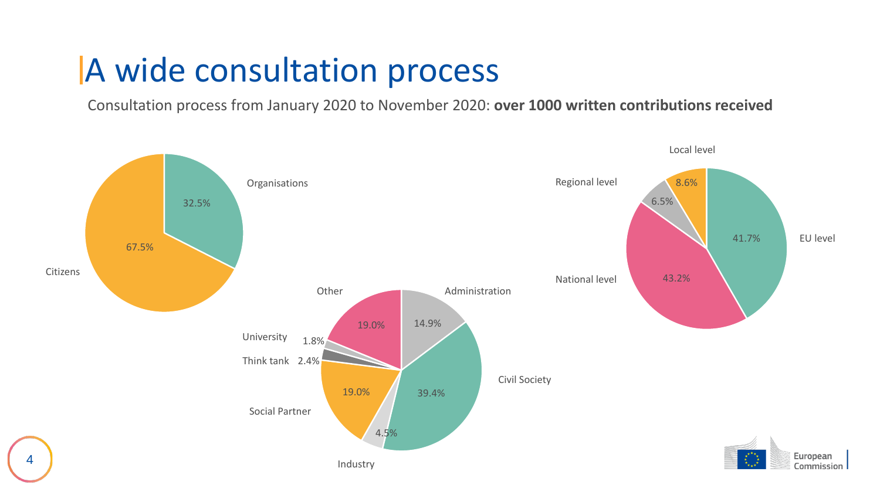# A wide consultation process

Consultation process from January 2020 to November 2020: **over 1000 written contributions received**

| Respondent type | Share |
| --- | --- |
| Citizens | 67.5% |
| Organisations | 32.5% |

| Organisation type | Share |
| --- | --- |
| Administration | 14.9% |
| Civil Society | 39.4% |
| Industry | 4.5% |
| Social Partner | 19.0% |
| Think tank | 2.4% |
| University | 1.8% |
| Other | 19.0% |

| Level | Share |
| --- | --- |
| EU level | 41.7% |
| National level | 43.2% |
| Regional level | 6.5% |
| Local level | 8.6% |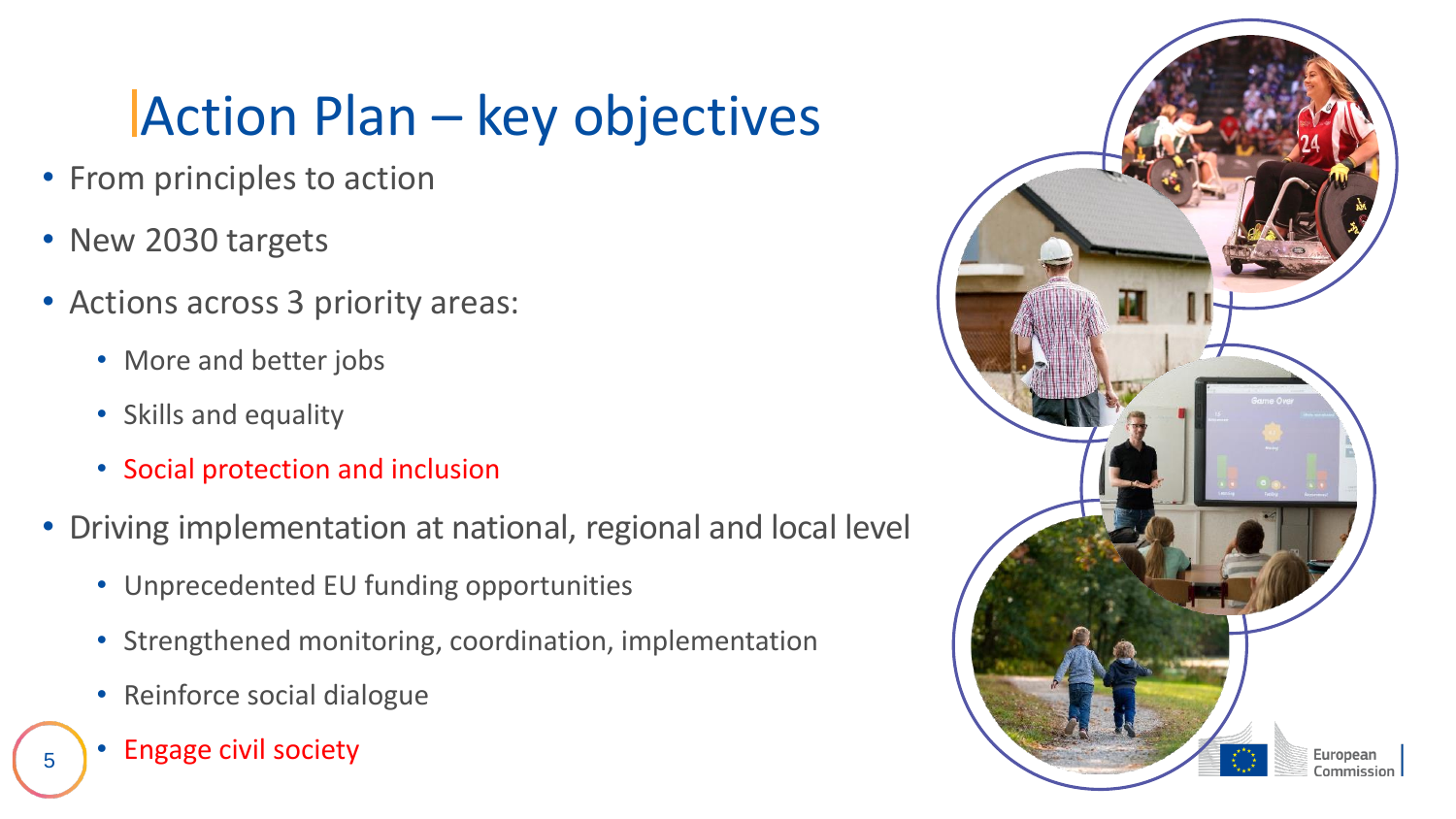# Action Plan – key objectives

- From principles to action
- New 2030 targets
- Actions across 3 priority areas:
  - More and better jobs
  - Skills and equality
  - Social protection and inclusion
- Driving implementation at national, regional and local level
  - Unprecedented EU funding opportunities
  - Strengthened monitoring, coordination, implementation
  - Reinforce social dialogue
  - Engage civil society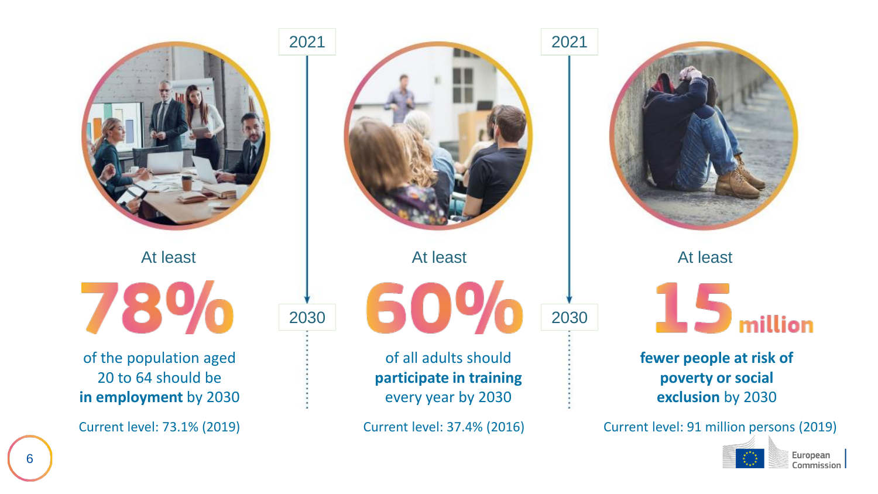2021 → 2030

At least

**78%**

of the population aged 20 to 64 should be **in employment** by 2030

Current level: 73.1% (2019)

At least

**60%**

of all adults should **participate in training** every year by 2030

Current level: 37.4% (2016)

At least

**15 million**

**fewer people at risk of poverty or social exclusion** by 2030

Current level: 91 million persons (2019)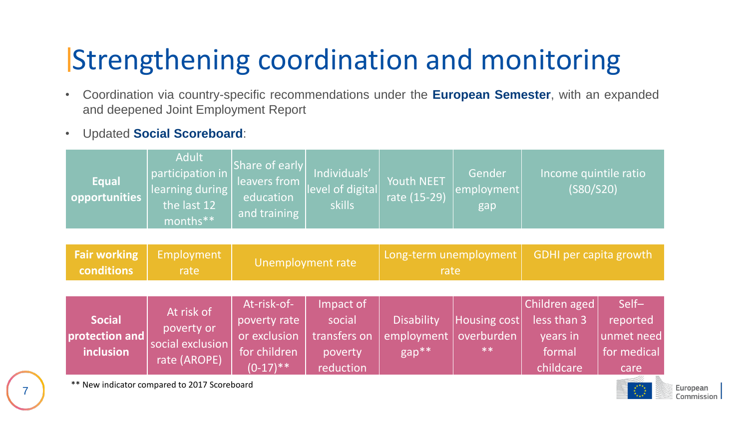# Strengthening coordination and monitoring

- Coordination via country-specific recommendations under the **European Semester**, with an expanded and deepened Joint Employment Report
- Updated **Social Scoreboard**:

| | | | | | | | |
|---|---|---|---|---|---|---|---|
| **Equal opportunities** | Adult participation in learning during the last 12 months** | Share of early leavers from education and training | Individuals' level of digital skills | Youth NEET rate (15-29) | Gender employment gap | Income quintile ratio (S80/S20) | |
| **Fair working conditions** | Employment rate | Unemployment rate | | Long-term unemployment rate | | GDHI per capita growth | |
| **Social protection and inclusion** | At risk of poverty or social exclusion rate (AROPE) | At-risk-of-poverty rate or exclusion for children (0-17)** | Impact of social transfers on poverty reduction | Disability employment gap** | Housing cost overburden ** | Children aged less than 3 years in formal childcare | Self–reported unmet need for medical care |

** New indicator compared to 2017 Scoreboard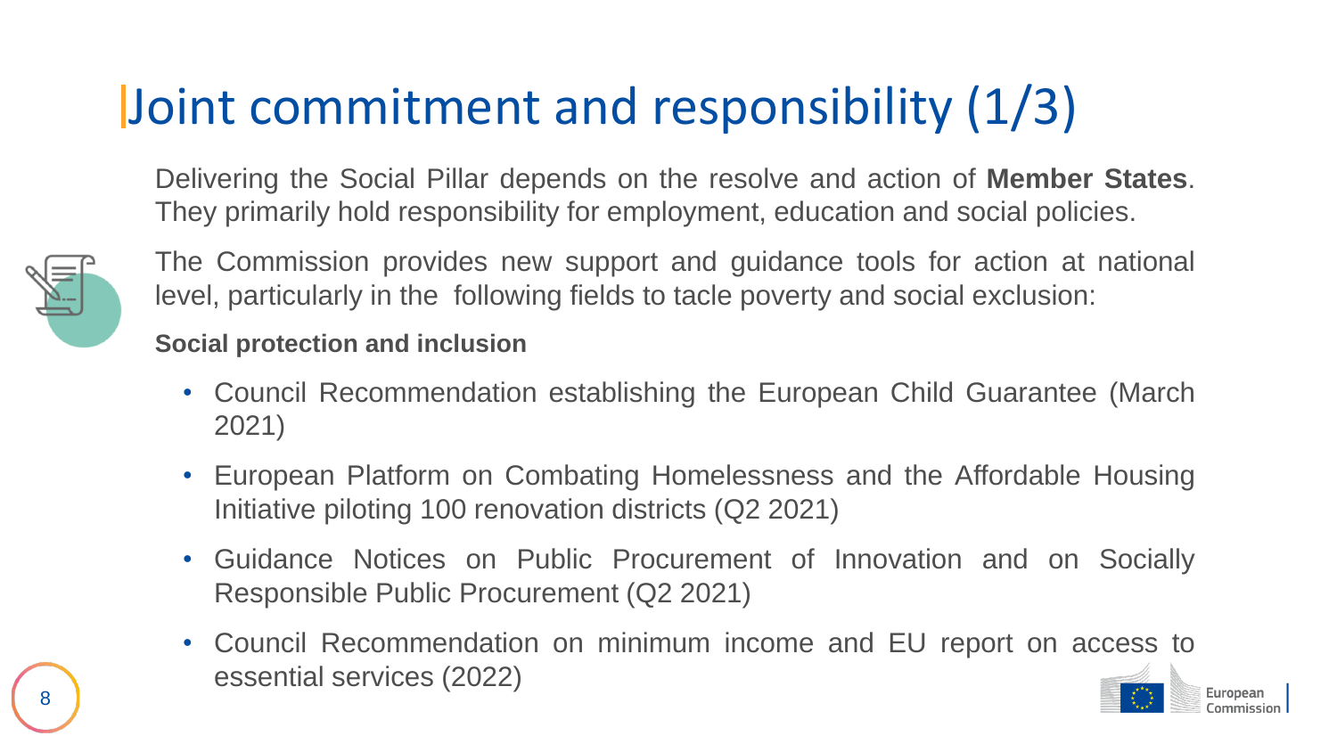# Joint commitment and responsibility (1/3)

Delivering the Social Pillar depends on the resolve and action of **Member States**. They primarily hold responsibility for employment, education and social policies.

The Commission provides new support and guidance tools for action at national level, particularly in the following fields to tacle poverty and social exclusion:

**Social protection and inclusion**

- Council Recommendation establishing the European Child Guarantee (March 2021)
- European Platform on Combating Homelessness and the Affordable Housing Initiative piloting 100 renovation districts (Q2 2021)
- Guidance Notices on Public Procurement of Innovation and on Socially Responsible Public Procurement (Q2 2021)
- Council Recommendation on minimum income and EU report on access to essential services (2022)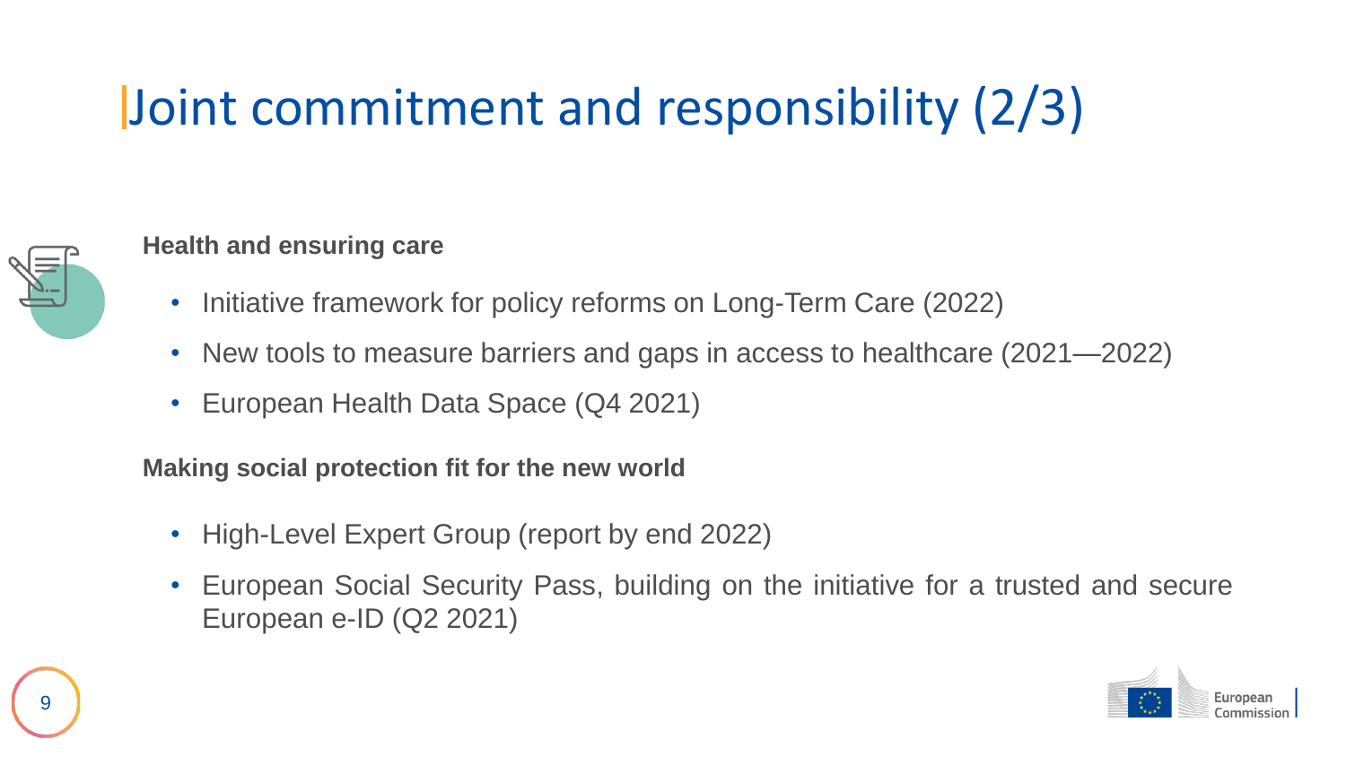# Joint commitment and responsibility (2/3)

**Health and ensuring care**

- Initiative framework for policy reforms on Long-Term Care (2022)
- New tools to measure barriers and gaps in access to healthcare (2021—2022)
- European Health Data Space (Q4 2021)

**Making social protection fit for the new world**

- High-Level Expert Group (report by end 2022)
- European Social Security Pass, building on the initiative for a trusted and secure European e-ID (Q2 2021)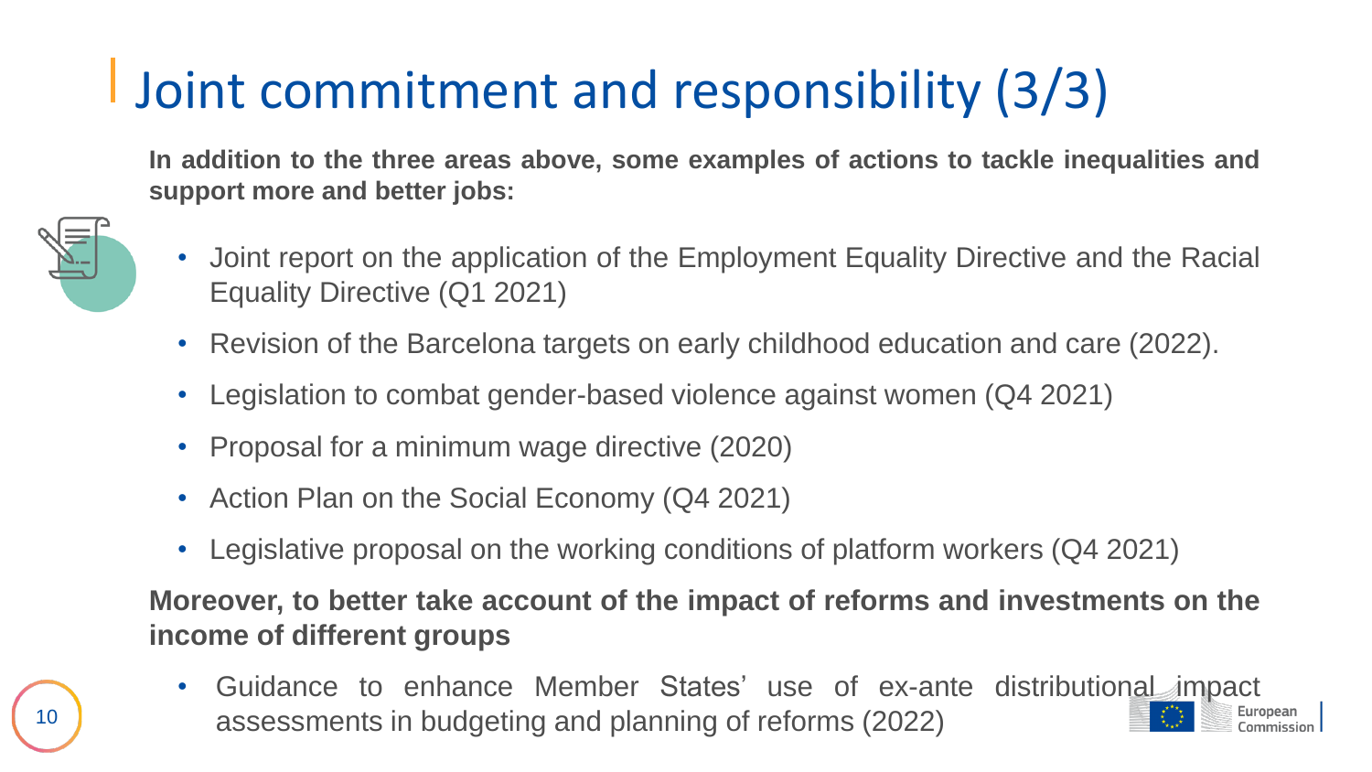# Joint commitment and responsibility (3/3)

**In addition to the three areas above, some examples of actions to tackle inequalities and support more and better jobs:**

- Joint report on the application of the Employment Equality Directive and the Racial Equality Directive (Q1 2021)
- Revision of the Barcelona targets on early childhood education and care (2022).
- Legislation to combat gender-based violence against women (Q4 2021)
- Proposal for a minimum wage directive (2020)
- Action Plan on the Social Economy (Q4 2021)
- Legislative proposal on the working conditions of platform workers (Q4 2021)

**Moreover, to better take account of the impact of reforms and investments on the income of different groups**

- Guidance to enhance Member States' use of ex-ante distributional impact assessments in budgeting and planning of reforms (2022)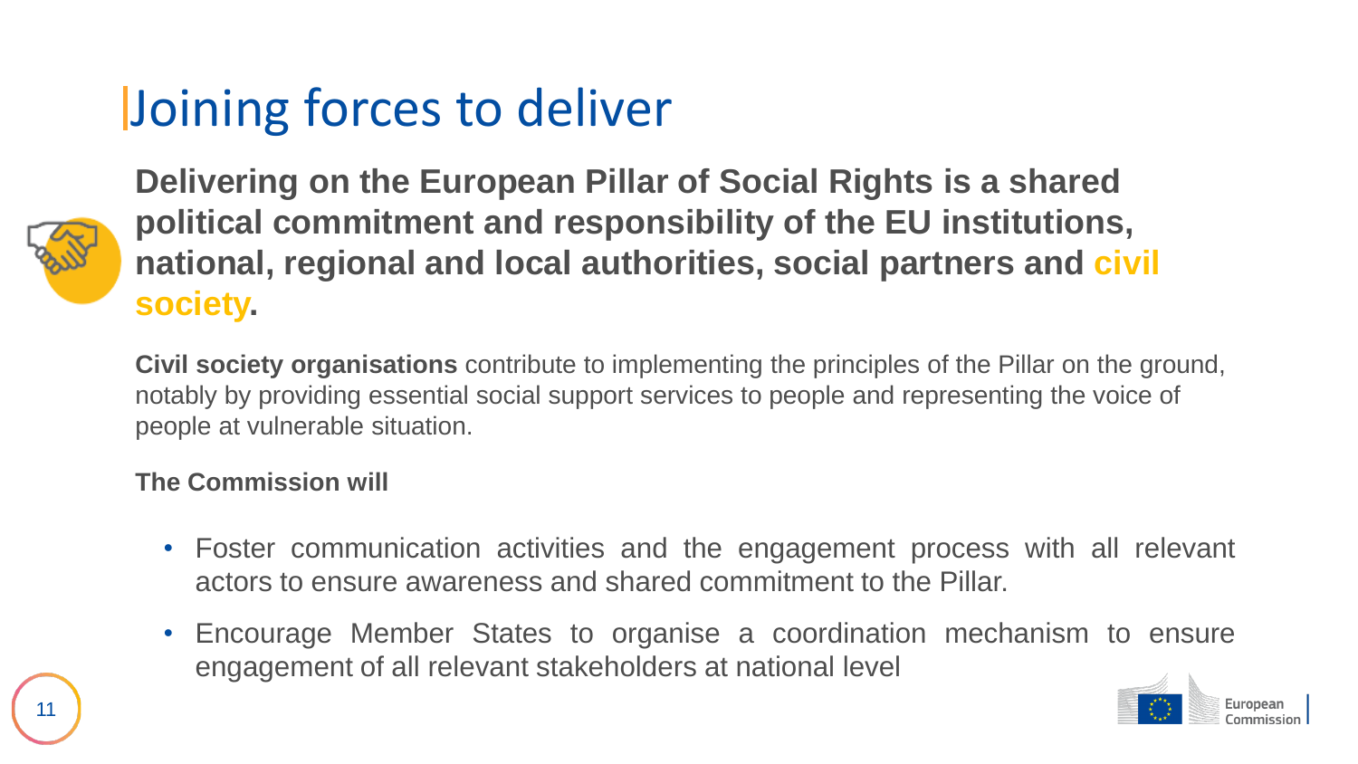# Joining forces to deliver

**Delivering on the European Pillar of Social Rights is a shared political commitment and responsibility of the EU institutions, national, regional and local authorities, social partners and civil society.**

**Civil society organisations** contribute to implementing the principles of the Pillar on the ground, notably by providing essential social support services to people and representing the voice of people at vulnerable situation.

**The Commission will**

- Foster communication activities and the engagement process with all relevant actors to ensure awareness and shared commitment to the Pillar.
- Encourage Member States to organise a coordination mechanism to ensure engagement of all relevant stakeholders at national level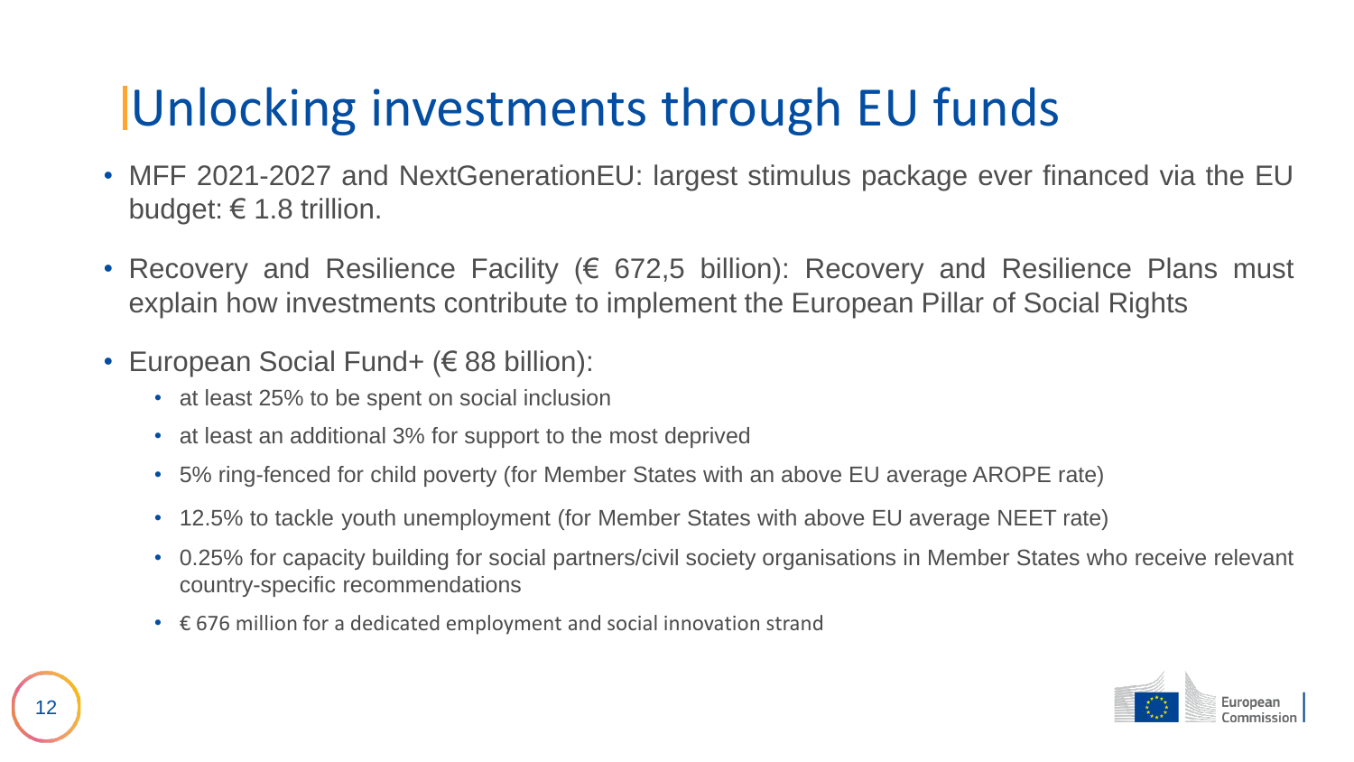# Unlocking investments through EU funds

- MFF 2021-2027 and NextGenerationEU: largest stimulus package ever financed via the EU budget: € 1.8 trillion.
- Recovery and Resilience Facility (€ 672,5 billion): Recovery and Resilience Plans must explain how investments contribute to implement the European Pillar of Social Rights
- European Social Fund+ (€ 88 billion):
  - at least 25% to be spent on social inclusion
  - at least an additional 3% for support to the most deprived
  - 5% ring-fenced for child poverty (for Member States with an above EU average AROPE rate)
  - 12.5% to tackle youth unemployment (for Member States with above EU average NEET rate)
  - 0.25% for capacity building for social partners/civil society organisations in Member States who receive relevant country-specific recommendations
  - € 676 million for a dedicated employment and social innovation strand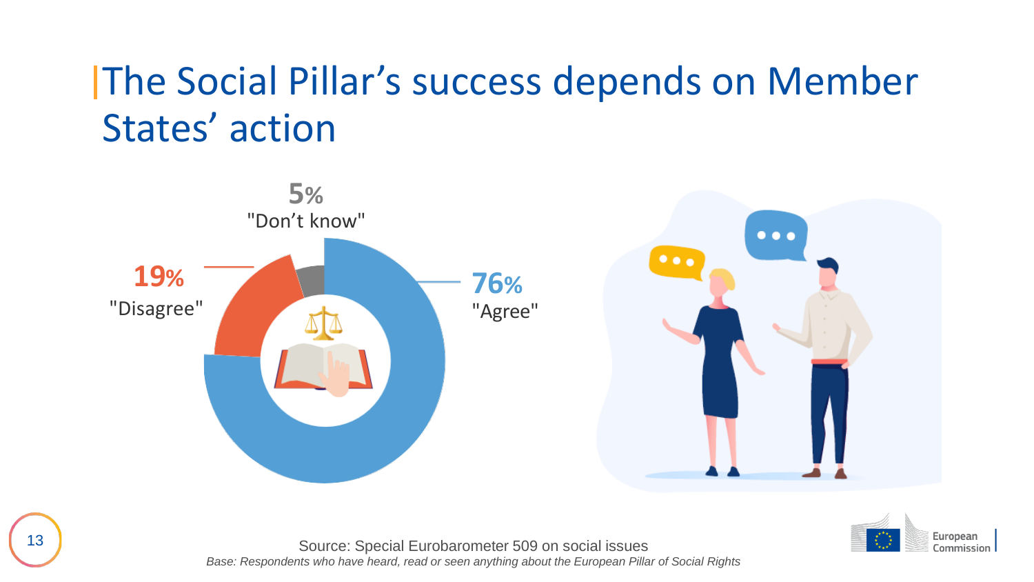# The Social Pillar's success depends on Member States' action

5% "Don't know"

19% "Disagree"

76% "Agree"

Source: Special Eurobarometer 509 on social issues

*Base: Respondents who have heard, read or seen anything about the European Pillar of Social Rights*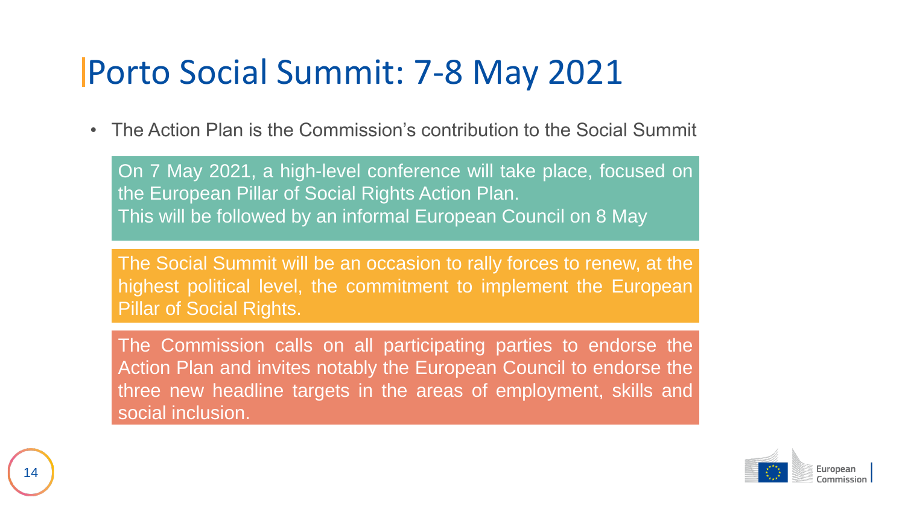# Porto Social Summit: 7-8 May 2021

- The Action Plan is the Commission's contribution to the Social Summit

On 7 May 2021, a high-level conference will take place, focused on the European Pillar of Social Rights Action Plan.
This will be followed by an informal European Council on 8 May

The Social Summit will be an occasion to rally forces to renew, at the highest political level, the commitment to implement the European Pillar of Social Rights.

The Commission calls on all participating parties to endorse the Action Plan and invites notably the European Council to endorse the three new headline targets in the areas of employment, skills and social inclusion.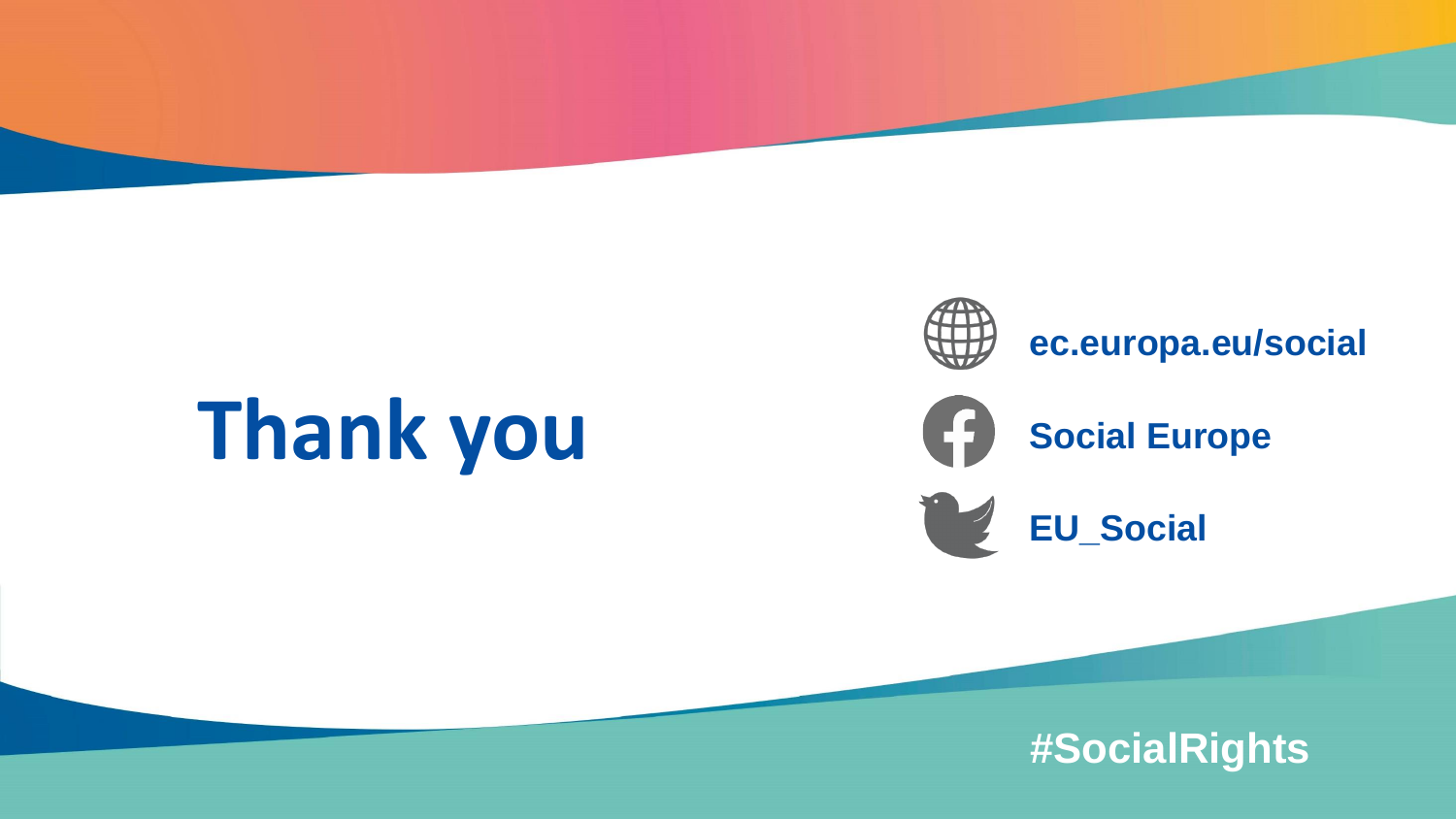# Thank you

ec.europa.eu/social

Social Europe

EU_Social

#SocialRights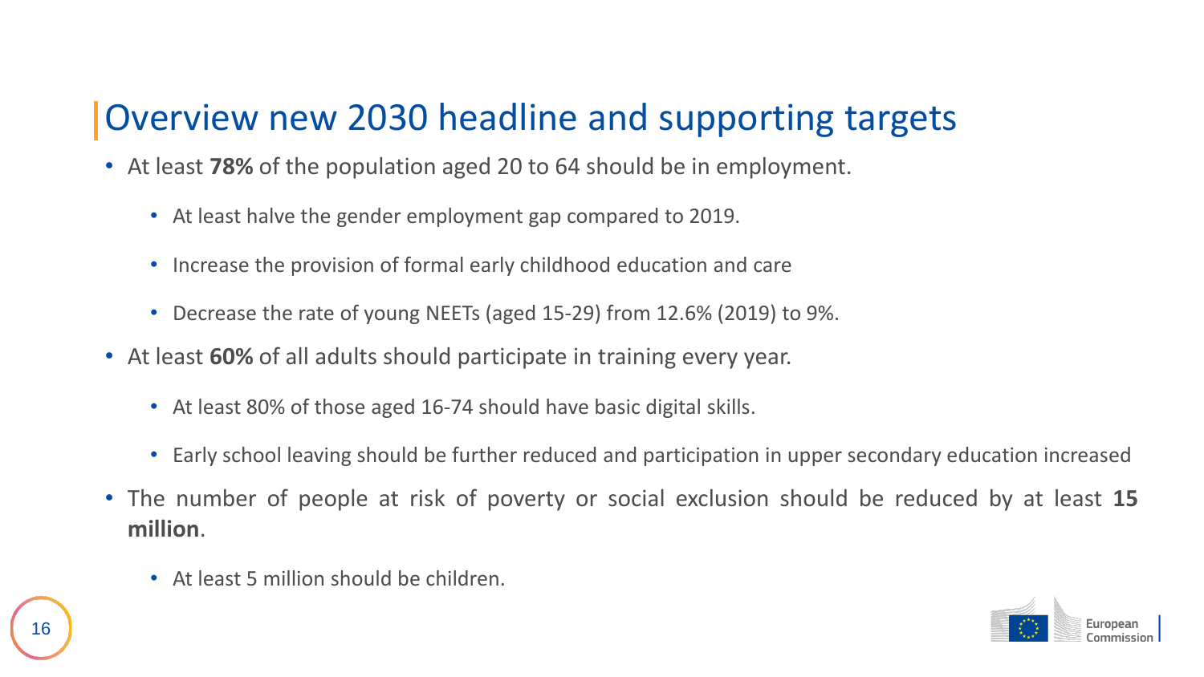# Overview new 2030 headline and supporting targets

- At least **78%** of the population aged 20 to 64 should be in employment.
  - At least halve the gender employment gap compared to 2019.
  - Increase the provision of formal early childhood education and care
  - Decrease the rate of young NEETs (aged 15-29) from 12.6% (2019) to 9%.
- At least **60%** of all adults should participate in training every year.
  - At least 80% of those aged 16-74 should have basic digital skills.
  - Early school leaving should be further reduced and participation in upper secondary education increased
- The number of people at risk of poverty or social exclusion should be reduced by at least **15 million**.
  - At least 5 million should be children.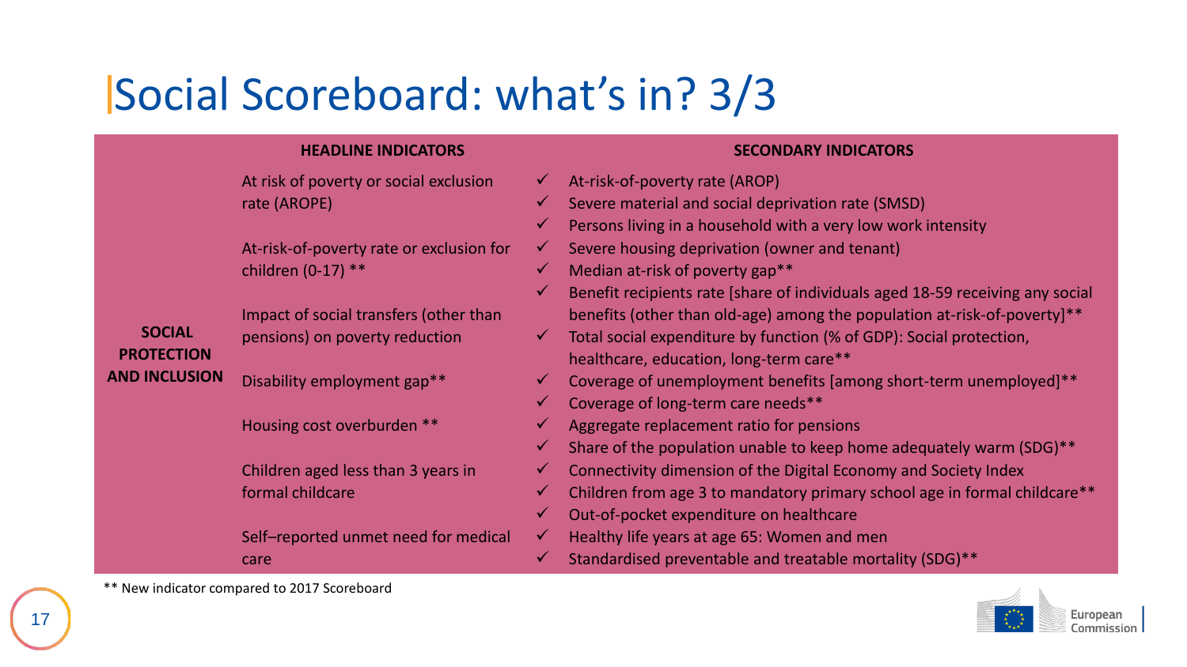# Social Scoreboard: what's in? 3/3

| | HEADLINE INDICATORS | SECONDARY INDICATORS |
|---|---|---|
| **SOCIAL PROTECTION AND INCLUSION** | At risk of poverty or social exclusion rate (AROPE)<br><br>At-risk-of-poverty rate or exclusion for children (0-17) **<br><br>Impact of social transfers (other than pensions) on poverty reduction<br><br>Disability employment gap**<br><br>Housing cost overburden **<br><br>Children aged less than 3 years in formal childcare<br><br>Self–reported unmet need for medical care | ✓ At-risk-of-poverty rate (AROP)<br>✓ Severe material and social deprivation rate (SMSD)<br>✓ Persons living in a household with a very low work intensity<br>✓ Severe housing deprivation (owner and tenant)<br>✓ Median at-risk of poverty gap**<br>✓ Benefit recipients rate [share of individuals aged 18-59 receiving any social benefits (other than old-age) among the population at-risk-of-poverty]**<br>✓ Total social expenditure by function (% of GDP): Social protection, healthcare, education, long-term care**<br>✓ Coverage of unemployment benefits [among short-term unemployed]**<br>✓ Coverage of long-term care needs**<br>✓ Aggregate replacement ratio for pensions<br>✓ Share of the population unable to keep home adequately warm (SDG)**<br>✓ Connectivity dimension of the Digital Economy and Society Index<br>✓ Children from age 3 to mandatory primary school age in formal childcare**<br>✓ Out-of-pocket expenditure on healthcare<br>✓ Healthy life years at age 65: Women and men<br>✓ Standardised preventable and treatable mortality (SDG)** |

** New indicator compared to 2017 Scoreboard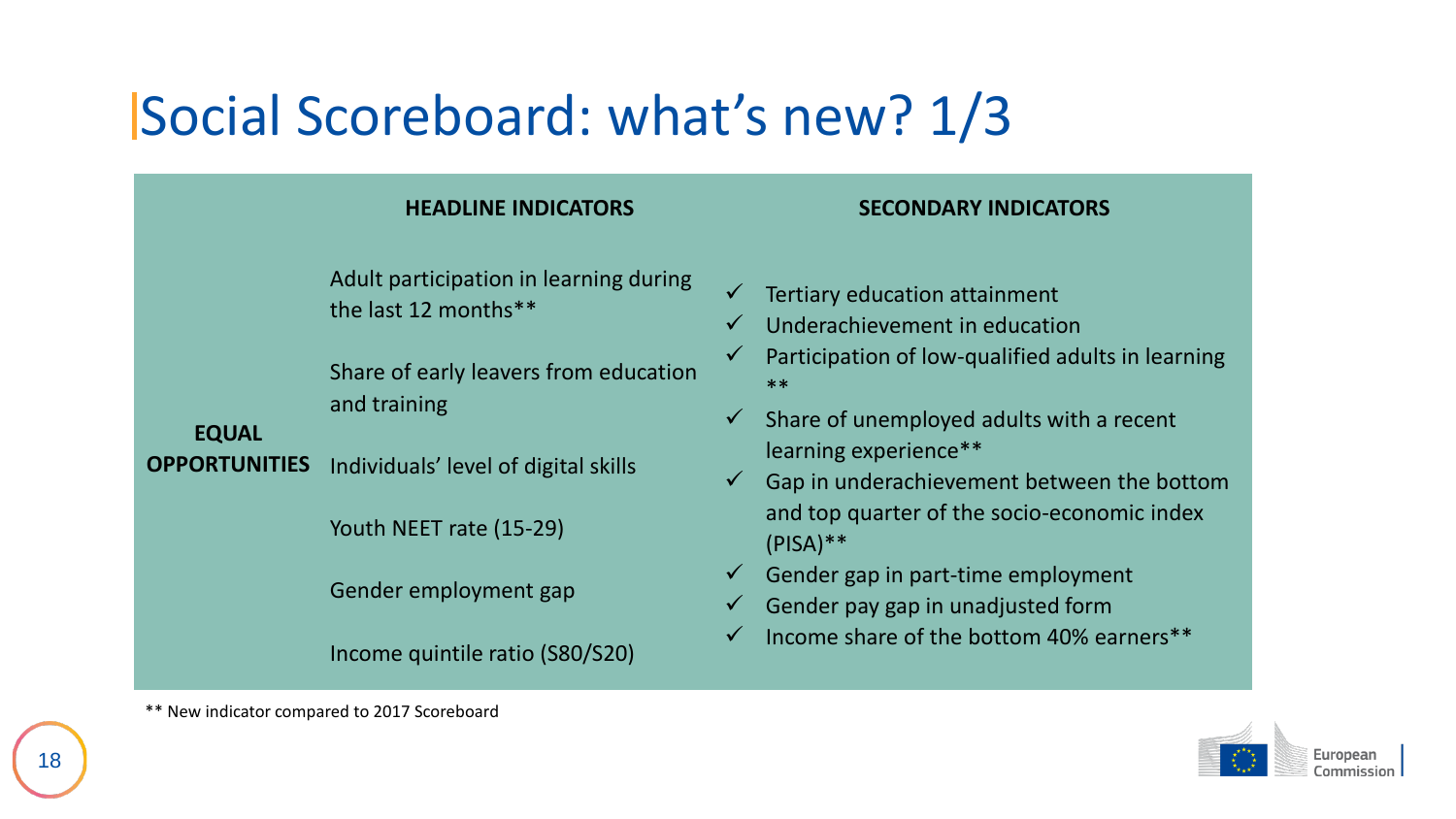# Social Scoreboard: what's new? 1/3

| | HEADLINE INDICATORS | SECONDARY INDICATORS |
|---|---|---|
| **EQUAL OPPORTUNITIES** | Adult participation in learning during the last 12 months**<br><br>Share of early leavers from education and training<br><br>Individuals' level of digital skills<br><br>Youth NEET rate (15-29)<br><br>Gender employment gap<br><br>Income quintile ratio (S80/S20) | ✓ Tertiary education attainment<br>✓ Underachievement in education<br>✓ Participation of low-qualified adults in learning **<br>✓ Share of unemployed adults with a recent learning experience**<br>✓ Gap in underachievement between the bottom and top quarter of the socio-economic index (PISA)**<br>✓ Gender gap in part-time employment<br>✓ Gender pay gap in unadjusted form<br>✓ Income share of the bottom 40% earners** |

** New indicator compared to 2017 Scoreboard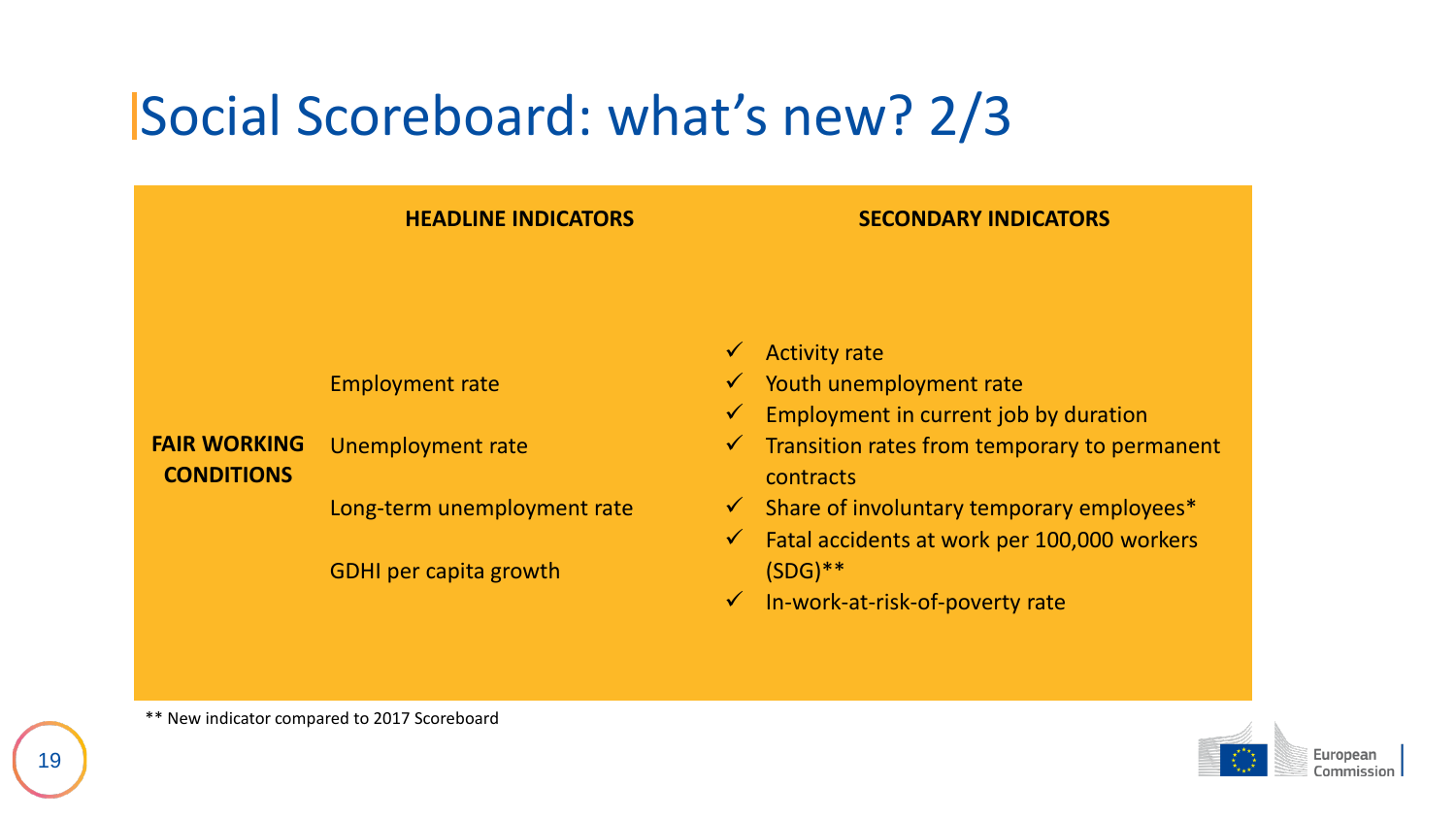# Social Scoreboard: what's new? 2/3

| | HEADLINE INDICATORS | SECONDARY INDICATORS |
|---|---|---|
| **FAIR WORKING CONDITIONS** | Employment rate<br>Unemployment rate<br>Long-term unemployment rate<br>GDHI per capita growth | ✓ Activity rate<br>✓ Youth unemployment rate<br>✓ Employment in current job by duration<br>✓ Transition rates from temporary to permanent contracts<br>✓ Share of involuntary temporary employees*<br>✓ Fatal accidents at work per 100,000 workers (SDG)**<br>✓ In-work-at-risk-of-poverty rate |

** New indicator compared to 2017 Scoreboard